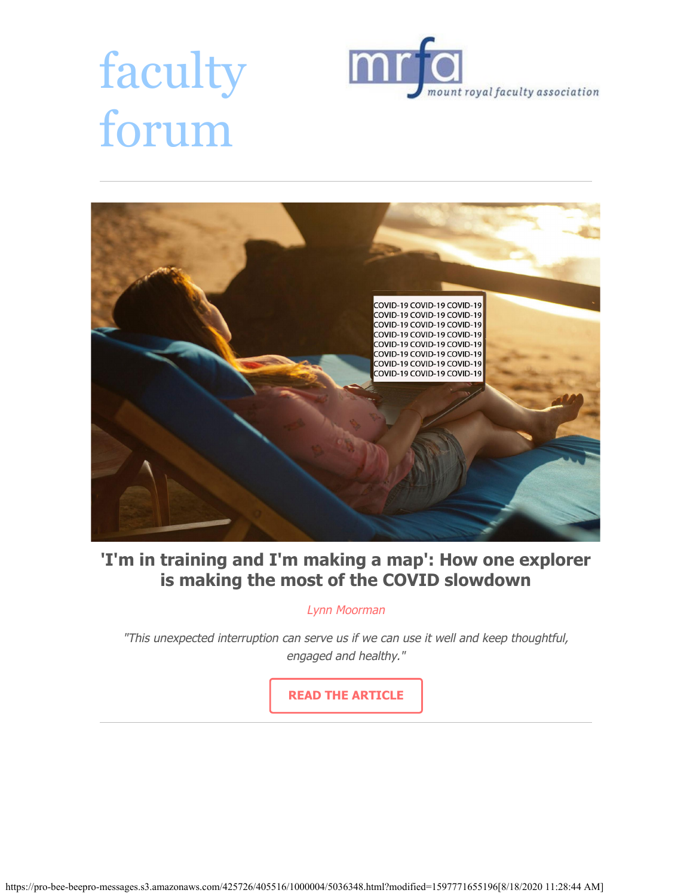# faculty forum

mrfa mount royal faculty association

## 'I'm in training and I'm making a map': How one explorer is making the most of the COVID slowdown

*Lynn Moorman*

*"This unexpected interruption can serve us if we can use it well and keep thoughtful, engaged and healthy."*

**READ THE ARTICLE**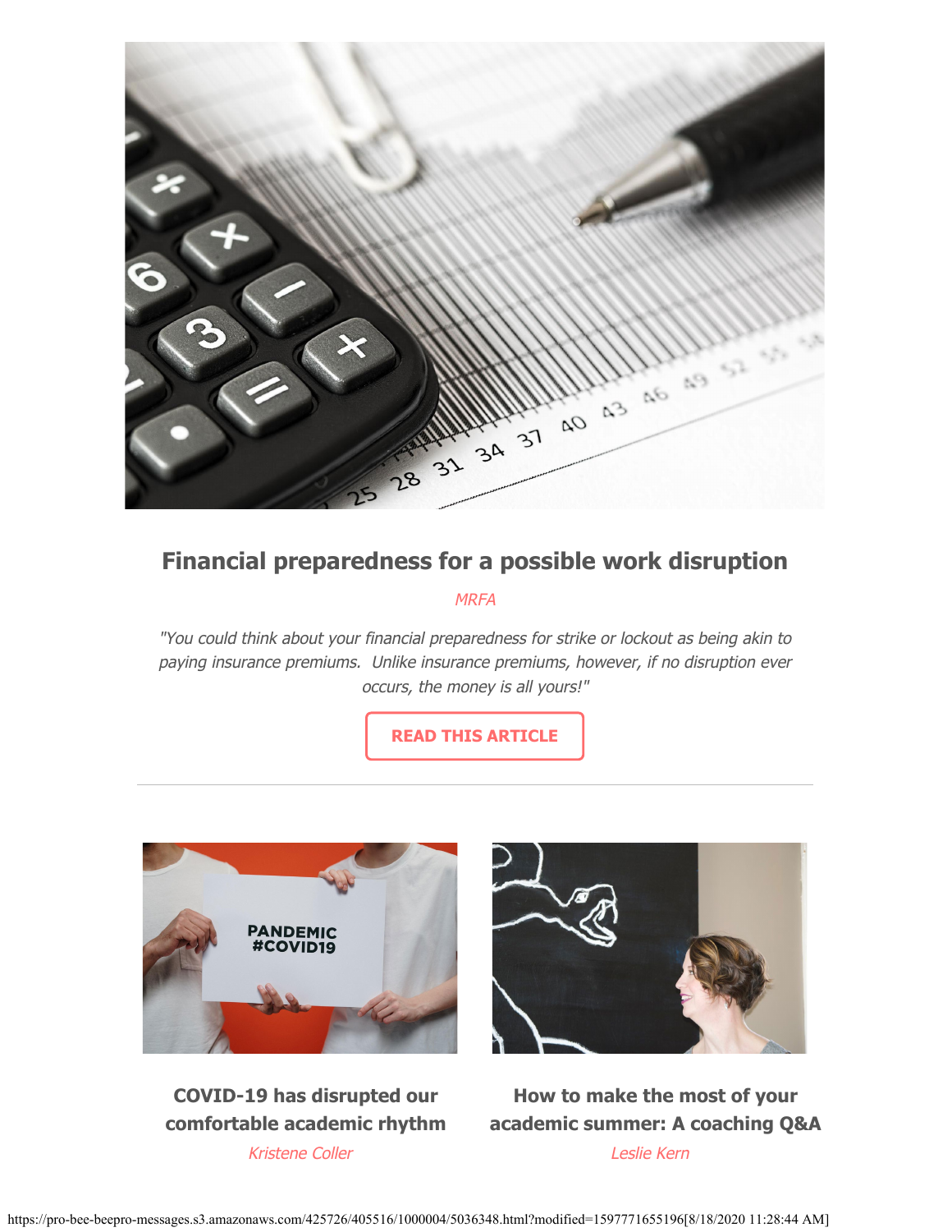## Financial preparedness for a possible work disruption

*MRFA*

*"You could think about your financial preparedness for strike or lockout as being akin to paying insurance premiums. Unlike insurance premiums, however, if no disruption ever occurs, the money is all yours!"*

**READ THIS ARTICLE**

---

**COVID-19 has disrupted our comfortable academic rhythm**

*Kristene Coller*

**How to make the most of your academic summer: A coaching Q&A**

*Leslie Kern*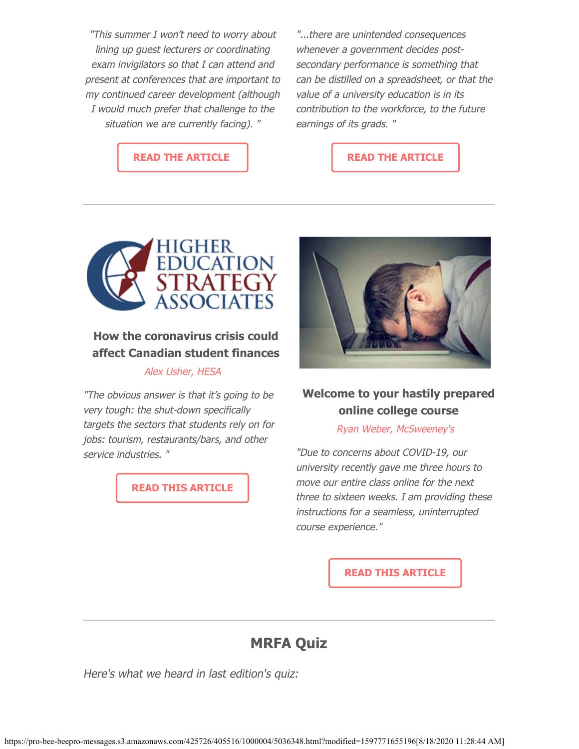*"This summer I won't need to worry about lining up guest lecturers or coordinating exam invigilators so that I can attend and present at conferences that are important to my continued career development (although I would much prefer that challenge to the situation we are currently facing). "*

**READ THE ARTICLE**

*"...there are unintended consequences whenever a government decides post-secondary performance is something that can be distilled on a spreadsheet, or that the value of a university education is in its contribution to the workforce, to the future earnings of its grads. "*

**READ THE ARTICLE**

---

### How the coronavirus crisis could affect Canadian student finances

*Alex Usher, HESA*

*"The obvious answer is that it's going to be very tough: the shut-down specifically targets the sectors that students rely on for jobs: tourism, restaurants/bars, and other service industries. "*

**READ THIS ARTICLE**

### Welcome to your hastily prepared online college course

*Ryan Weber, McSweeney's*

*"Due to concerns about COVID-19, our university recently gave me three hours to move our entire class online for the next three to sixteen weeks. I am providing these instructions for a seamless, uninterrupted course experience."*

**READ THIS ARTICLE**

---

## MRFA Quiz

*Here's what we heard in last edition's quiz:*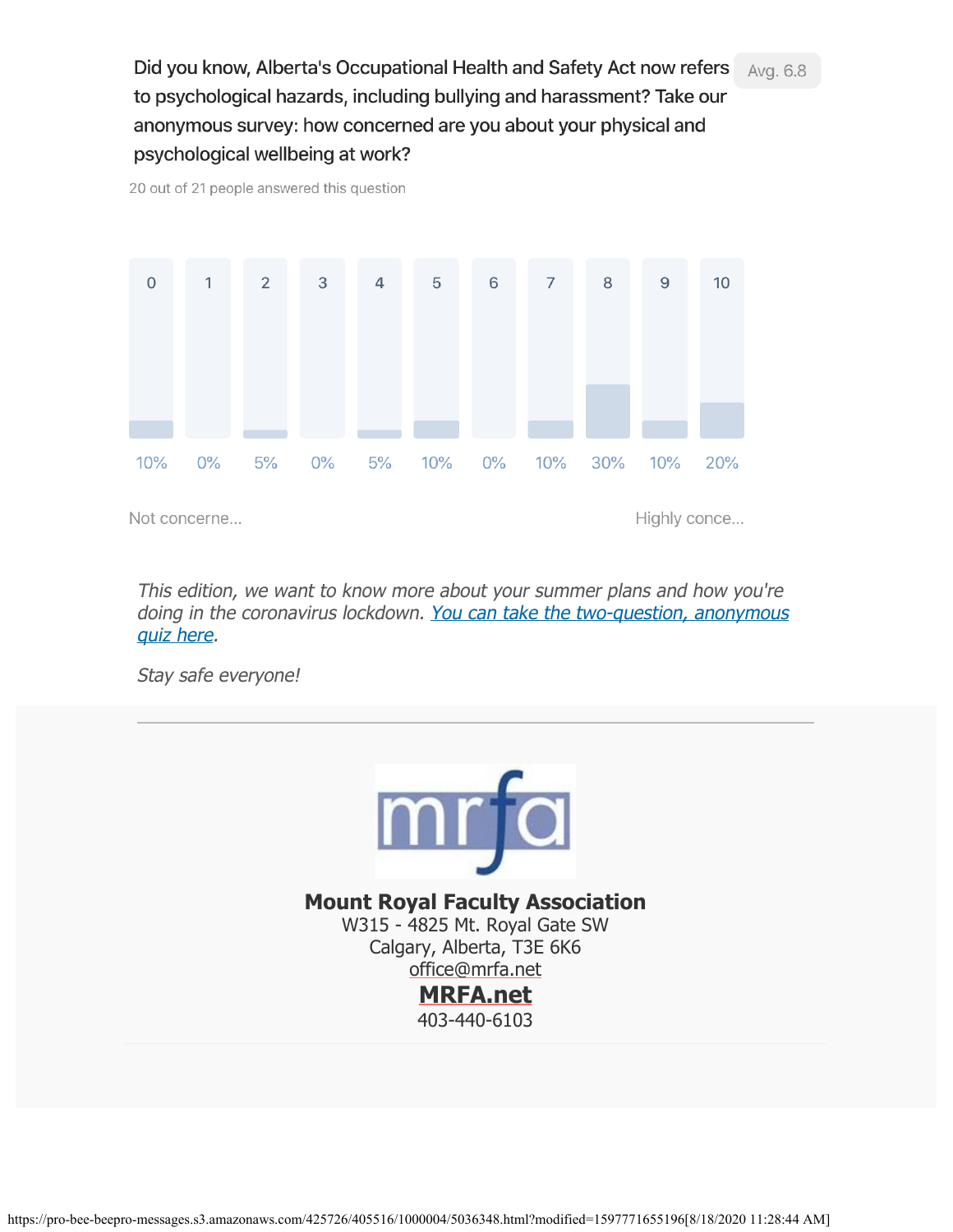Did you know, Alberta's Occupational Health and Safety Act now refers to psychological hazards, including bullying and harassment? Take our anonymous survey: how concerned are you about your physical and psychological wellbeing at work?

Avg. 6.8

20 out of 21 people answered this question

0 1 2 3 4 5 6 7 8 9 10

10% 0% 5% 0% 5% 10% 0% 10% 30% 10% 20%

Not concerne... Highly conce...

*This edition, we want to know more about your summer plans and how you're doing in the coronavirus lockdown. [You can take the two-question, anonymous quiz here](#).*

*Stay safe everyone!*

---

**Mount Royal Faculty Association**
W315 - 4825 Mt. Royal Gate SW
Calgary, Alberta, T3E 6K6
office@mfa.net

**MRFA.net**
403-440-6103